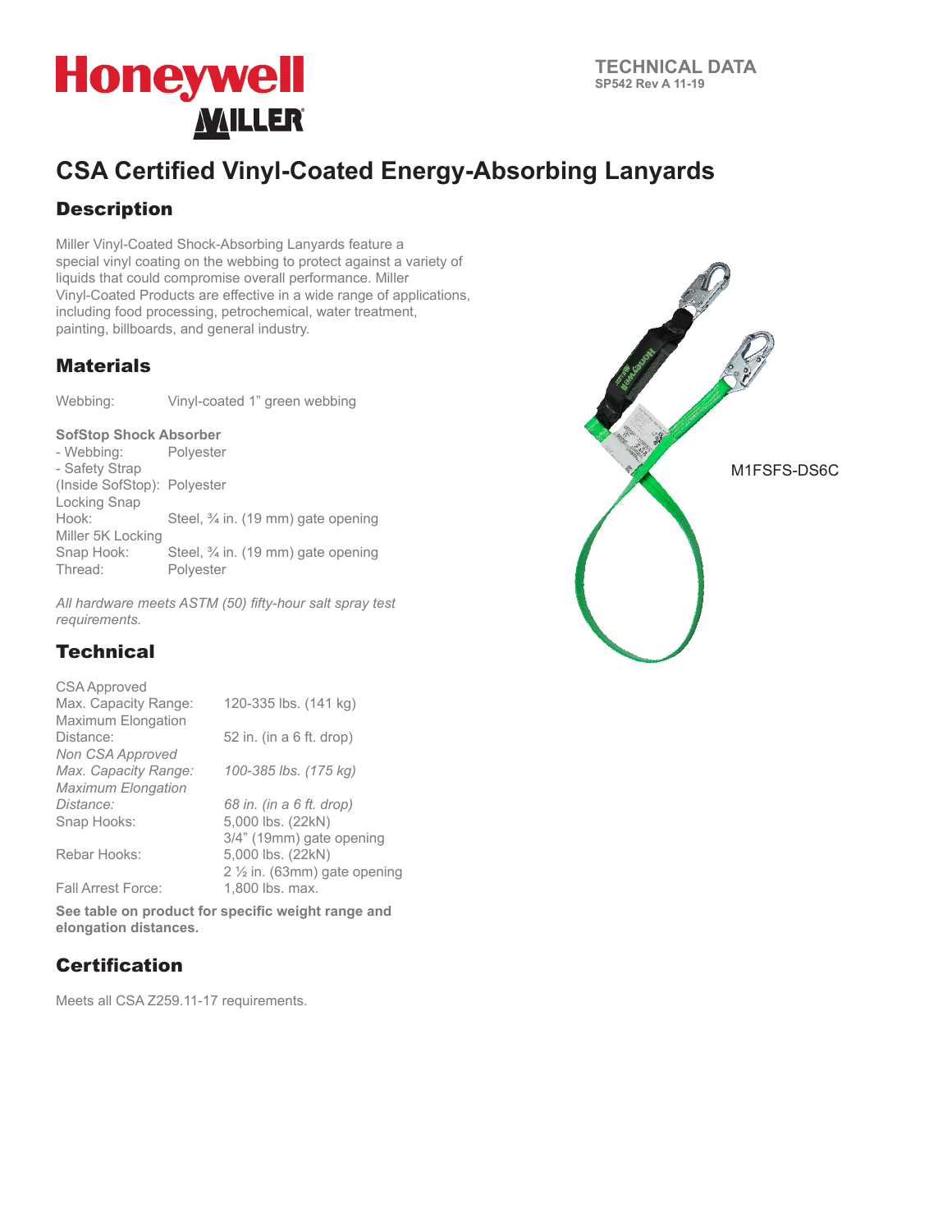Honeywell MILLER

TECHNICAL DATA
SP542 Rev A 11-19

# CSA Certified Vinyl-Coated Energy-Absorbing Lanyards

## Description

Miller Vinyl-Coated Shock-Absorbing Lanyards feature a special vinyl coating on the webbing to protect against a variety of liquids that could compromise overall performance. Miller Vinyl-Coated Products are effective in a wide range of applications, including food processing, petrochemical, water treatment, painting, billboards, and general industry.

M1FSFS-DS6C

## Materials

| | |
|---|---|
| Webbing: | Vinyl-coated 1" green webbing |

**SofStop Shock Absorber**

| | |
|---|---|
| - Webbing: | Polyester |
| - Safety Strap (Inside SofStop): | Polyester |
| Locking Snap Hook: | Steel, ¾ in. (19 mm) gate opening |
| Miller 5K Locking Snap Hook: | Steel, ¾ in. (19 mm) gate opening |
| Thread: | Polyester |

*All hardware meets ASTM (50) fifty-hour salt spray test requirements.*

## Technical

| | |
|---|---|
| CSA Approved | |
| Max. Capacity Range: | 120-335 lbs. (141 kg) |
| Maximum Elongation Distance: | 52 in. (in a 6 ft. drop) |
| *Non CSA Approved* | |
| *Max. Capacity Range:* | *100-385 lbs. (175 kg)* |
| *Maximum Elongation Distance:* | *68 in. (in a 6 ft. drop)* |
| Snap Hooks: | 5,000 lbs. (22kN) 3/4" (19mm) gate opening |
| Rebar Hooks: | 5,000 lbs. (22kN) 2 ½ in. (63mm) gate opening |
| Fall Arrest Force: | 1,800 lbs. max. |

**See table on product for specific weight range and elongation distances.**

## Certification

Meets all CSA Z259.11-17 requirements.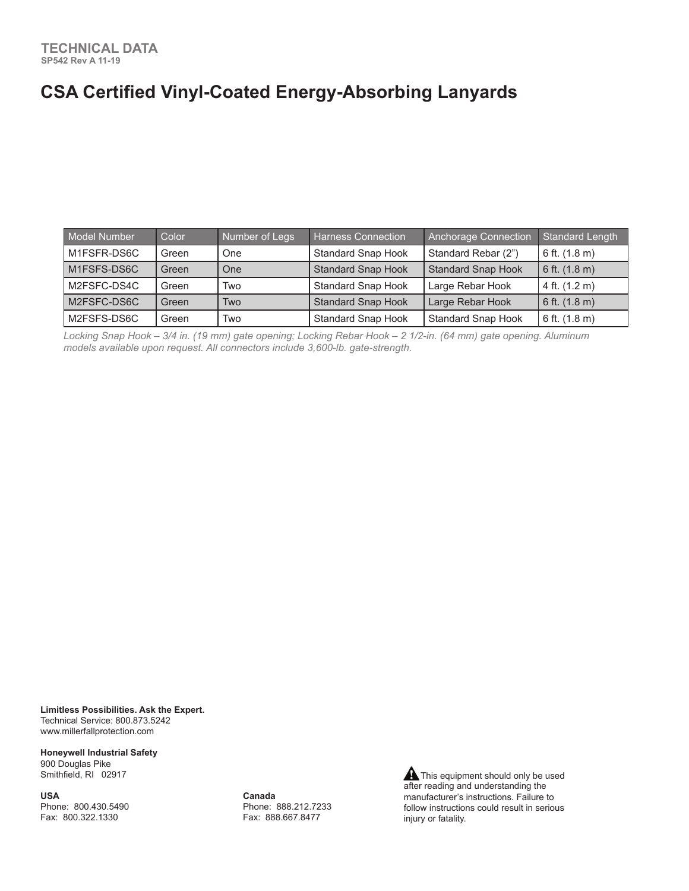TECHNICAL DATA
SP542 Rev A 11-19

# CSA Certified Vinyl-Coated Energy-Absorbing Lanyards

| Model Number | Color | Number of Legs | Harness Connection | Anchorage Connection | Standard Length |
|---|---|---|---|---|---|
| M1FSFR-DS6C | Green | One | Standard Snap Hook | Standard Rebar (2”) | 6 ft. (1.8 m) |
| M1FSFS-DS6C | Green | One | Standard Snap Hook | Standard Snap Hook | 6 ft. (1.8 m) |
| M2FSFC-DS4C | Green | Two | Standard Snap Hook | Large Rebar Hook | 4 ft. (1.2 m) |
| M2FSFC-DS6C | Green | Two | Standard Snap Hook | Large Rebar Hook | 6 ft. (1.8 m) |
| M2FSFS-DS6C | Green | Two | Standard Snap Hook | Standard Snap Hook | 6 ft. (1.8 m) |

*Locking Snap Hook – 3/4 in. (19 mm) gate opening; Locking Rebar Hook – 2 1/2-in. (64 mm) gate opening. Aluminum models available upon request. All connectors include 3,600-lb. gate-strength.*

**Limitless Possibilities. Ask the Expert.**
Technical Service: 800.873.5242
www.millerfallprotection.com

**Honeywell Industrial Safety**
900 Douglas Pike
Smithfield, RI 02917

**USA**
Phone: 800.430.5490
Fax: 800.322.1330

**Canada**
Phone: 888.212.7233
Fax: 888.667.8477

This equipment should only be used after reading and understanding the manufacturer’s instructions. Failure to follow instructions could result in serious injury or fatality.